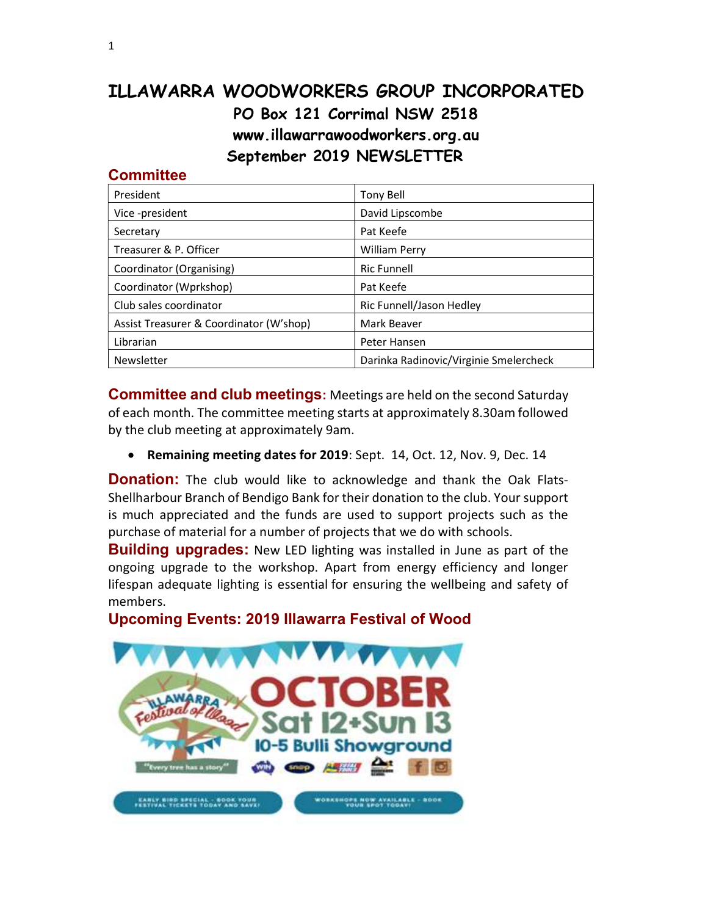# ILLAWARRA WOODWORKERS GROUP INCORPORATED

## PO Box 121 Corrimal NSW 2518
## www.illawarrawoodworkers.org.au
## September 2019 NEWSLETTER

### Committee

| | |
|---|---|
| President | Tony Bell |
| Vice -president | David Lipscombe |
| Secretary | Pat Keefe |
| Treasurer & P. Officer | William Perry |
| Coordinator (Organising) | Ric Funnell |
| Coordinator (Wprkshop) | Pat Keefe |
| Club sales coordinator | Ric Funnell/Jason Hedley |
| Assist Treasurer & Coordinator (W'shop) | Mark Beaver |
| Librarian | Peter Hansen |
| Newsletter | Darinka Radinovic/Virginie Smelercheck |

**Committee and club meetings:** Meetings are held on the second Saturday of each month. The committee meeting starts at approximately 8.30am followed by the club meeting at approximately 9am.

- **Remaining meeting dates for 2019**: Sept. 14, Oct. 12, Nov. 9, Dec. 14

**Donation:** The club would like to acknowledge and thank the Oak Flats-Shellharbour Branch of Bendigo Bank for their donation to the club. Your support is much appreciated and the funds are used to support projects such as the purchase of material for a number of projects that we do with schools.

**Building upgrades:** New LED lighting was installed in June as part of the ongoing upgrade to the workshop. Apart from energy efficiency and longer lifespan adequate lighting is essential for ensuring the wellbeing and safety of members.

### Upcoming Events: 2019 Illawarra Festival of Wood

Illawarra Festival of Wood

OCTOBER Sat 12+Sun 13

10-5 Bulli Showground

"Every tree has a story"

EARLY BIRD SPECIAL - BOOK YOUR FESTIVAL TICKETS TODAY AND SAVE!

WORKSHOPS NOW AVAILABLE - BOOK YOUR SPOT TODAY!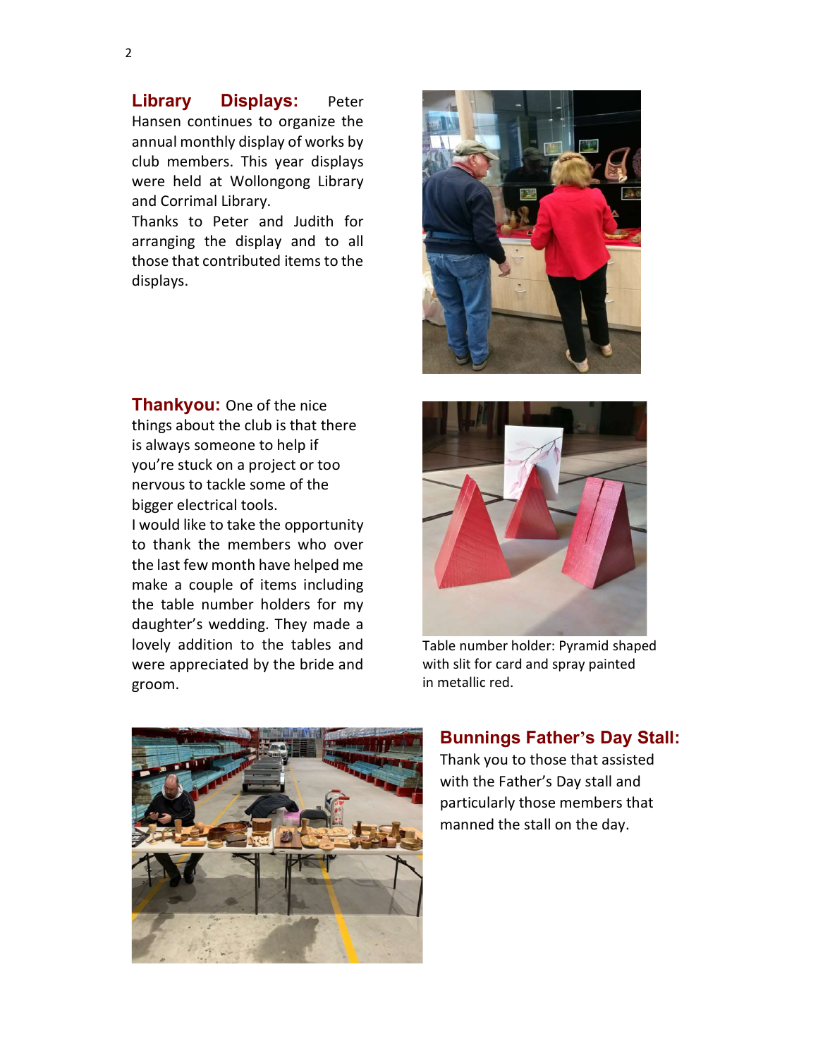**Library Displays:** Peter Hansen continues to organize the annual monthly display of works by club members. This year displays were held at Wollongong Library and Corrimal Library.

Thanks to Peter and Judith for arranging the display and to all those that contributed items to the displays.

**Thankyou:** One of the nice things about the club is that there is always someone to help if you're stuck on a project or too nervous to tackle some of the bigger electrical tools.

I would like to take the opportunity to thank the members who over the last few month have helped me make a couple of items including the table number holders for my daughter's wedding. They made a lovely addition to the tables and were appreciated by the bride and groom.

Table number holder: Pyramid shaped with slit for card and spray painted in metallic red.

**Bunnings Father's Day Stall:** Thank you to those that assisted with the Father's Day stall and particularly those members that manned the stall on the day.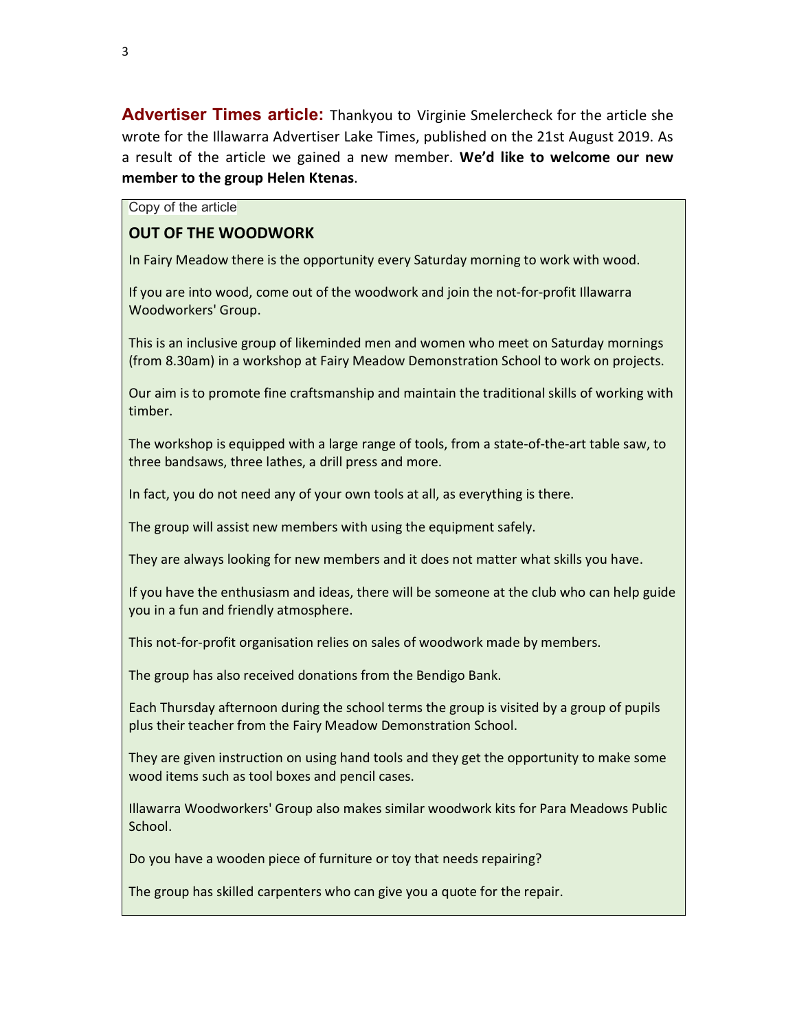**Advertiser Times article:** Thankyou to Virginie Smelercheck for the article she wrote for the Illawarra Advertiser Lake Times, published on the 21st August 2019. As a result of the article we gained a new member. **We'd like to welcome our new member to the group Helen Ktenas**.

Copy of the article

**OUT OF THE WOODWORK**

In Fairy Meadow there is the opportunity every Saturday morning to work with wood.

If you are into wood, come out of the woodwork and join the not-for-profit Illawarra Woodworkers' Group.

This is an inclusive group of likeminded men and women who meet on Saturday mornings (from 8.30am) in a workshop at Fairy Meadow Demonstration School to work on projects.

Our aim is to promote fine craftsmanship and maintain the traditional skills of working with timber.

The workshop is equipped with a large range of tools, from a state-of-the-art table saw, to three bandsaws, three lathes, a drill press and more.

In fact, you do not need any of your own tools at all, as everything is there.

The group will assist new members with using the equipment safely.

They are always looking for new members and it does not matter what skills you have.

If you have the enthusiasm and ideas, there will be someone at the club who can help guide you in a fun and friendly atmosphere.

This not-for-profit organisation relies on sales of woodwork made by members.

The group has also received donations from the Bendigo Bank.

Each Thursday afternoon during the school terms the group is visited by a group of pupils plus their teacher from the Fairy Meadow Demonstration School.

They are given instruction on using hand tools and they get the opportunity to make some wood items such as tool boxes and pencil cases.

Illawarra Woodworkers' Group also makes similar woodwork kits for Para Meadows Public School.

Do you have a wooden piece of furniture or toy that needs repairing?

The group has skilled carpenters who can give you a quote for the repair.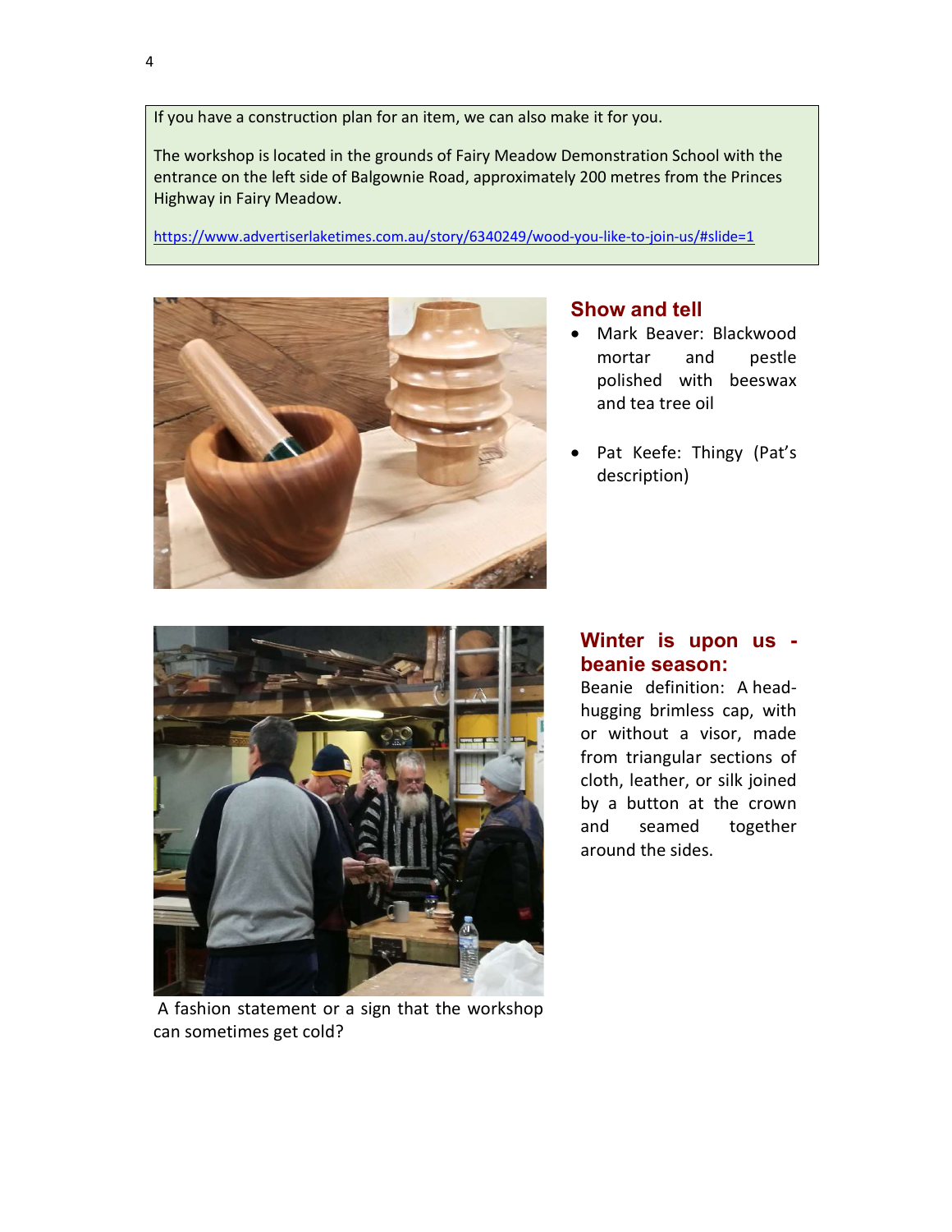If you have a construction plan for an item, we can also make it for you.

The workshop is located in the grounds of Fairy Meadow Demonstration School with the entrance on the left side of Balgownie Road, approximately 200 metres from the Princes Highway in Fairy Meadow.

https://www.advertiserlaketimes.com.au/story/6340249/wood-you-like-to-join-us/#slide=1

## Show and tell

- Mark Beaver: Blackwood mortar and pestle polished with beeswax and tea tree oil
- Pat Keefe: Thingy (Pat's description)

A fashion statement or a sign that the workshop can sometimes get cold?

## Winter is upon us - beanie season:

Beanie definition: A head-hugging brimless cap, with or without a visor, made from triangular sections of cloth, leather, or silk joined by a button at the crown and seamed together around the sides.